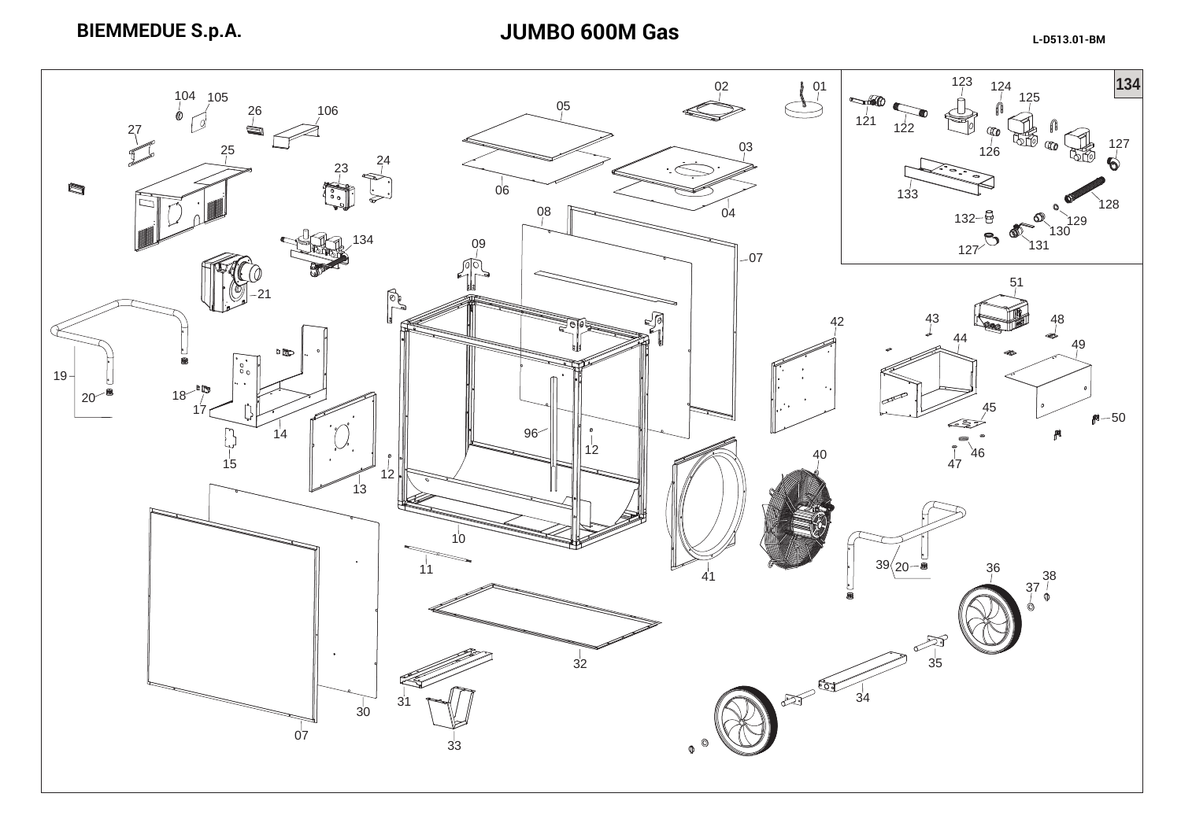# BIEMMEDUE S.p.A.

# JUMBO 600M Gas

L-D513.01-BM

01 02 03 04 05 06 07 08 09 10 11 12 13 14 15 17 18 19 20 21 23 24 25 26 27 30 31 32 33 34 35 36 37 38 39 40 41 42 43 44 45 46 47 48 49 50 51 96 104 105 106 134

**134**

121 122 123 124 125 126 127 128 129 130 131 132 133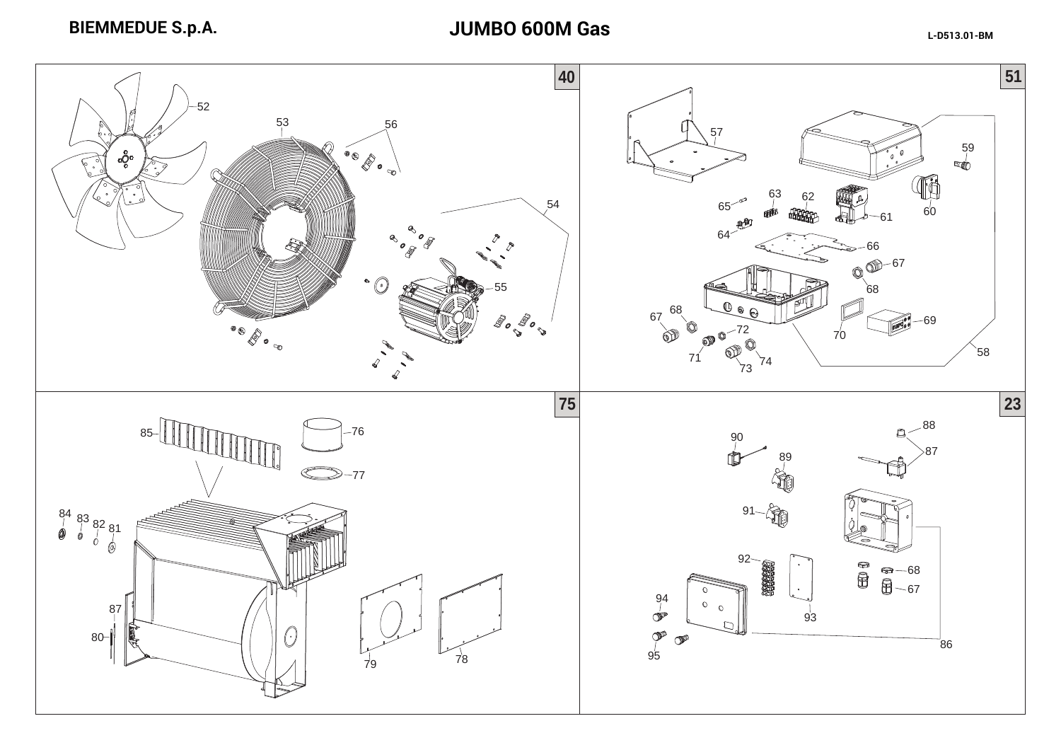# BIEMMEDUE S.p.A.

# JUMBO 600M Gas

L-D513.01-BM

**40**

52, 53, 56, 54, 55

**51**

57, 59, 63, 62, 65, 61, 60, 64, 66, 67, 68, 69, 70, 72, 71, 73, 74, 58

**75**

85, 76, 77, 84, 83, 82, 81, 87, 80, 79, 78

**23**

88, 87, 90, 89, 91, 92, 68, 67, 93, 94, 95, 86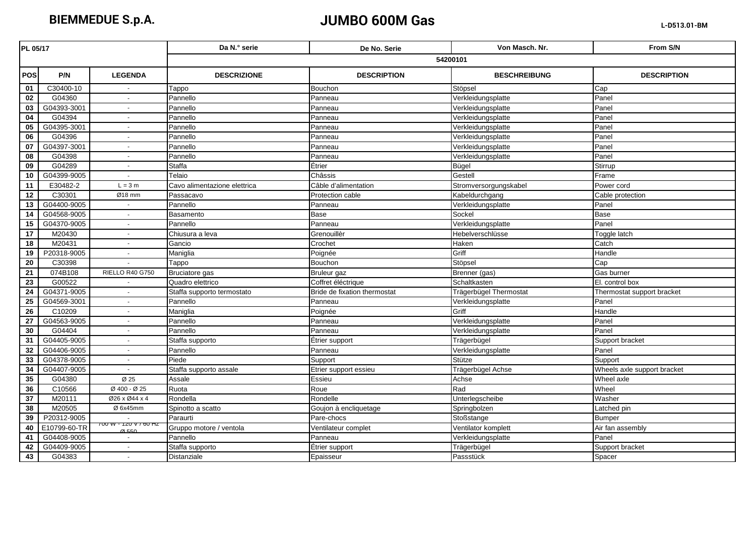**BIEMMEDUE S.p.A.** **JUMBO 600M Gas** L-D513.01-BM

| PL 05/17 | | | Da N.° serie | De No. Serie | Von Masch. Nr. | From S/N |
|---|---|---|---|---|---|---|
| | | | 54200101 | | | |
| **POS** | **P/N** | **LEGENDA** | **DESCRIZIONE** | **DESCRIPTION** | **BESCHREIBUNG** | **DESCRIPTION** |
| 01 | C30400-10 | - | Tappo | Bouchon | Stöpsel | Cap |
| 02 | G04360 | - | Pannello | Panneau | Verkleidungsplatte | Panel |
| 03 | G04393-3001 | - | Pannello | Panneau | Verkleidungsplatte | Panel |
| 04 | G04394 | - | Pannello | Panneau | Verkleidungsplatte | Panel |
| 05 | G04395-3001 | - | Pannello | Panneau | Verkleidungsplatte | Panel |
| 06 | G04396 | - | Pannello | Panneau | Verkleidungsplatte | Panel |
| 07 | G04397-3001 | - | Pannello | Panneau | Verkleidungsplatte | Panel |
| 08 | G04398 | - | Pannello | Panneau | Verkleidungsplatte | Panel |
| 09 | G04289 | - | Staffa | Étrier | Bügel | Stirrup |
| 10 | G04399-9005 | - | Telaio | Châssis | Gestell | Frame |
| 11 | E30482-2 | L = 3 m | Cavo alimentazione elettrica | Câble d'alimentation | Stromversorgungskabel | Power cord |
| 12 | C30301 | Ø18 mm | Passacavo | Protection cable | Kabeldurchgang | Cable protection |
| 13 | G04400-9005 | - | Pannello | Panneau | Verkleidungsplatte | Panel |
| 14 | G04568-9005 | - | Basamento | Base | Sockel | Base |
| 15 | G04370-9005 | - | Pannello | Panneau | Verkleidungsplatte | Panel |
| 17 | M20430 | - | Chiusura a leva | Grenouillèr | Hebelverschlüsse | Toggle latch |
| 18 | M20431 | - | Gancio | Crochet | Haken | Catch |
| 19 | P20318-9005 | - | Maniglia | Poignée | Griff | Handle |
| 20 | C30398 | - | Tappo | Bouchon | Stöpsel | Cap |
| 21 | 074B108 | RIELLO R40 G750 | Bruciatore gas | Bruleur gaz | Brenner (gas) | Gas burner |
| 23 | G00522 | - | Quadro elettrico | Coffret éléctrique | Schaltkasten | El. control box |
| 24 | G04371-9005 | - | Staffa supporto termostato | Bride de fixation thermostat | Trägerbügel Thermostat | Thermostat support bracket |
| 25 | G04569-3001 | - | Pannello | Panneau | Verkleidungsplatte | Panel |
| 26 | C10209 | - | Maniglia | Poignée | Griff | Handle |
| 27 | G04563-9005 | - | Pannello | Panneau | Verkleidungsplatte | Panel |
| 30 | G04404 | - | Pannello | Panneau | Verkleidungsplatte | Panel |
| 31 | G04405-9005 | - | Staffa supporto | Étrier support | Trägerbügel | Support bracket |
| 32 | G04406-9005 | - | Pannello | Panneau | Verkleidungsplatte | Panel |
| 33 | G04378-9005 | - | Piede | Support | Stütze | Support |
| 34 | G04407-9005 | - | Staffa supporto assale | Etrier support essieu | Trägerbügel Achse | Wheels axle support bracket |
| 35 | G04380 | Ø 25 | Assale | Essieu | Achse | Wheel axle |
| 36 | C10566 | Ø 400 - Ø 25 | Ruota | Roue | Rad | Wheel |
| 37 | M20111 | Ø26 x Ø44 x 4 | Rondella | Rondelle | Unterlegscheibe | Washer |
| 38 | M20505 | Ø 6x45mm | Spinotto a scatto | Goujon à encliquetage | Springbolzen | Latched pin |
| 39 | P20312-9005 | - | Paraurti | Pare-chocs | Stoßstange | Bumper |
| 40 | E10799-60-TR | 700 W - 120 V / 60 Hz Ø 550 | Gruppo motore / ventola | Ventilateur complet | Ventilator komplett | Air fan assembly |
| 41 | G04408-9005 | - | Pannello | Panneau | Verkleidungsplatte | Panel |
| 42 | G04409-9005 | - | Staffa supporto | Étrier support | Trägerbügel | Support bracket |
| 43 | G04383 | - | Distanziale | Epaisseur | Passstück | Spacer |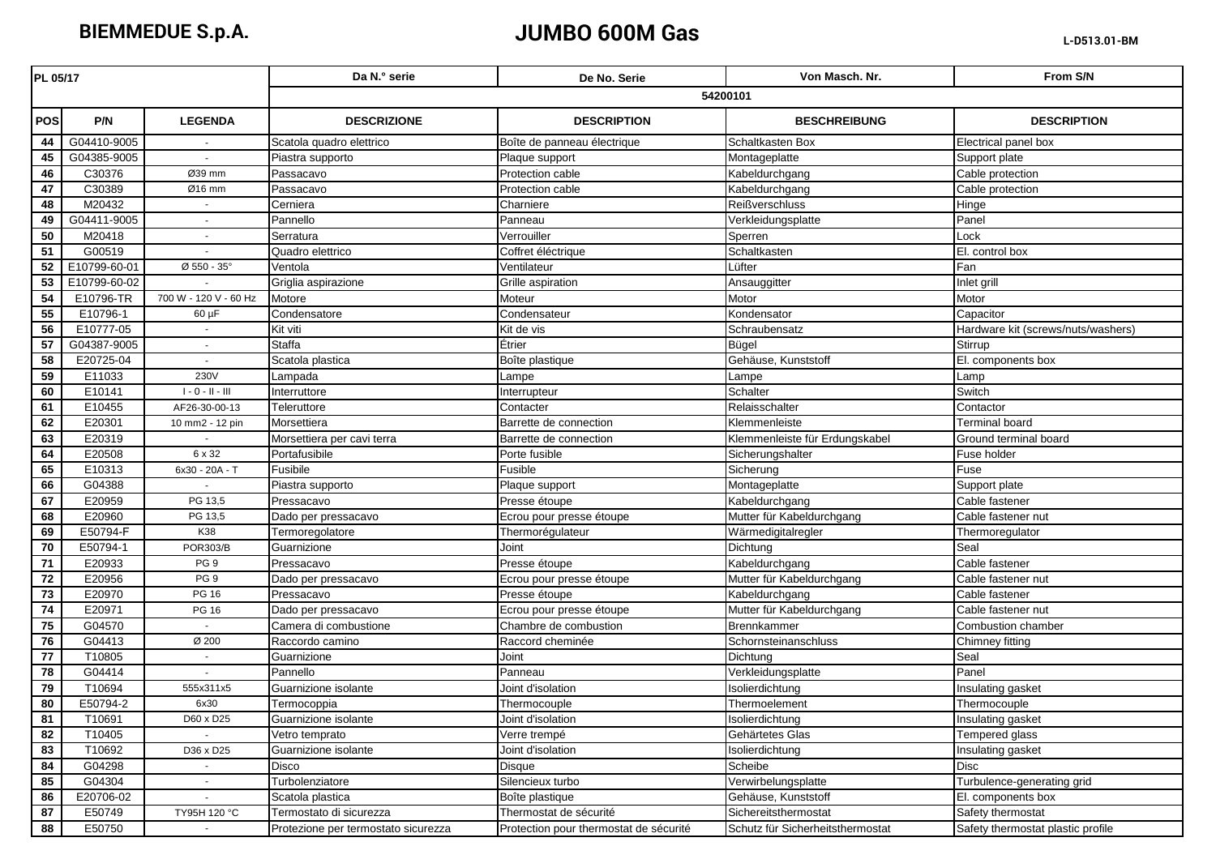**BIEMMEDUE S.p.A.** **JUMBO 600M Gas** L-D513.01-BM

| PL 05/17 | | | Da N.° serie | De No. Serie | Von Masch. Nr. | From S/N |
|---|---|---|---|---|---|---|
| | | | 54200101 | | | |
| **POS** | **P/N** | **LEGENDA** | **DESCRIZIONE** | **DESCRIPTION** | **BESCHREIBUNG** | **DESCRIPTION** |
| 44 | G04410-9005 | - | Scatola quadro elettrico | Boîte de panneau électrique | Schaltkasten Box | Electrical panel box |
| 45 | G04385-9005 | - | Piastra supporto | Plaque support | Montageplatte | Support plate |
| 46 | C30376 | Ø39 mm | Passacavo | Protection cable | Kabeldurchgang | Cable protection |
| 47 | C30389 | Ø16 mm | Passacavo | Protection cable | Kabeldurchgang | Cable protection |
| 48 | M20432 | - | Cerniera | Charniere | Reißverschluss | Hinge |
| 49 | G04411-9005 | - | Pannello | Panneau | Verkleidungsplatte | Panel |
| 50 | M20418 | - | Serratura | Verrouiller | Sperren | Lock |
| 51 | G00519 | - | Quadro elettrico | Coffret éléctrique | Schaltkasten | El. control box |
| 52 | E10799-60-01 | Ø 550 - 35° | Ventola | Ventilateur | Lüfter | Fan |
| 53 | E10799-60-02 | - | Griglia aspirazione | Grille aspiration | Ansauggitter | Inlet grill |
| 54 | E10796-TR | 700 W - 120 V - 60 Hz | Motore | Moteur | Motor | Motor |
| 55 | E10796-1 | 60 µF | Condensatore | Condensateur | Kondensator | Capacitor |
| 56 | E10777-05 | - | Kit viti | Kit de vis | Schraubensatz | Hardware kit (screws/nuts/washers) |
| 57 | G04387-9005 | - | Staffa | Étrier | Bügel | Stirrup |
| 58 | E20725-04 | - | Scatola plastica | Boîte plastique | Gehäuse, Kunststoff | El. components box |
| 59 | E11033 | 230V | Lampada | Lampe | Lampe | Lamp |
| 60 | E10141 | I - 0 - II - III | Interruttore | Interrupteur | Schalter | Switch |
| 61 | E10455 | AF26-30-00-13 | Teleruttore | Contacter | Relaisschalter | Contactor |
| 62 | E20301 | 10 mm2 - 12 pin | Morsettiera | Barrette de connection | Klemmenleiste | Terminal board |
| 63 | E20319 | - | Morsettiera per cavi terra | Barrette de connection | Klemmenleiste für Erdungskabel | Ground terminal board |
| 64 | E20508 | 6 x 32 | Portafusibile | Porte fusible | Sicherungshalter | Fuse holder |
| 65 | E10313 | 6x30 - 20A - T | Fusibile | Fusible | Sicherung | Fuse |
| 66 | G04388 | - | Piastra supporto | Plaque support | Montageplatte | Support plate |
| 67 | E20959 | PG 13,5 | Pressacavo | Presse étoupe | Kabeldurchgang | Cable fastener |
| 68 | E20960 | PG 13,5 | Dado per pressacavo | Ecrou pour presse étoupe | Mutter für Kabeldurchgang | Cable fastener nut |
| 69 | E50794-F | K38 | Termoregolatore | Thermorégulateur | Wärmedigitalregler | Thermoregulator |
| 70 | E50794-1 | POR303/B | Guarnizione | Joint | Dichtung | Seal |
| 71 | E20933 | PG 9 | Pressacavo | Presse étoupe | Kabeldurchgang | Cable fastener |
| 72 | E20956 | PG 9 | Dado per pressacavo | Ecrou pour presse étoupe | Mutter für Kabeldurchgang | Cable fastener nut |
| 73 | E20970 | PG 16 | Pressacavo | Presse étoupe | Kabeldurchgang | Cable fastener |
| 74 | E20971 | PG 16 | Dado per pressacavo | Ecrou pour presse étoupe | Mutter für Kabeldurchgang | Cable fastener nut |
| 75 | G04570 | - | Camera di combustione | Chambre de combustion | Brennkammer | Combustion chamber |
| 76 | G04413 | Ø 200 | Raccordo camino | Raccord cheminée | Schornsteinanschluss | Chimney fitting |
| 77 | T10805 | - | Guarnizione | Joint | Dichtung | Seal |
| 78 | G04414 | - | Pannello | Panneau | Verkleidungsplatte | Panel |
| 79 | T10694 | 555x311x5 | Guarnizione isolante | Joint d'isolation | Isolierdichtung | Insulating gasket |
| 80 | E50794-2 | 6x30 | Termocoppia | Thermocouple | Thermoelement | Thermocouple |
| 81 | T10691 | D60 x D25 | Guarnizione isolante | Joint d'isolation | Isolierdichtung | Insulating gasket |
| 82 | T10405 | - | Vetro temprato | Verre trempé | Gehärtetes Glas | Tempered glass |
| 83 | T10692 | D36 x D25 | Guarnizione isolante | Joint d'isolation | Isolierdichtung | Insulating gasket |
| 84 | G04298 | - | Disco | Disque | Scheibe | Disc |
| 85 | G04304 | - | Turbolenziatore | Silencieux turbo | Verwirbelungsplatte | Turbulence-generating grid |
| 86 | E20706-02 | - | Scatola plastica | Boîte plastique | Gehäuse, Kunststoff | El. components box |
| 87 | E50749 | TY95H 120 °C | Termostato di sicurezza | Thermostat de sécurité | Sichereitsthermostat | Safety thermostat |
| 88 | E50750 | - | Protezione per termostato sicurezza | Protection pour thermostat de sécurité | Schutz für Sicherheitsthermostat | Safety thermostat plastic profile |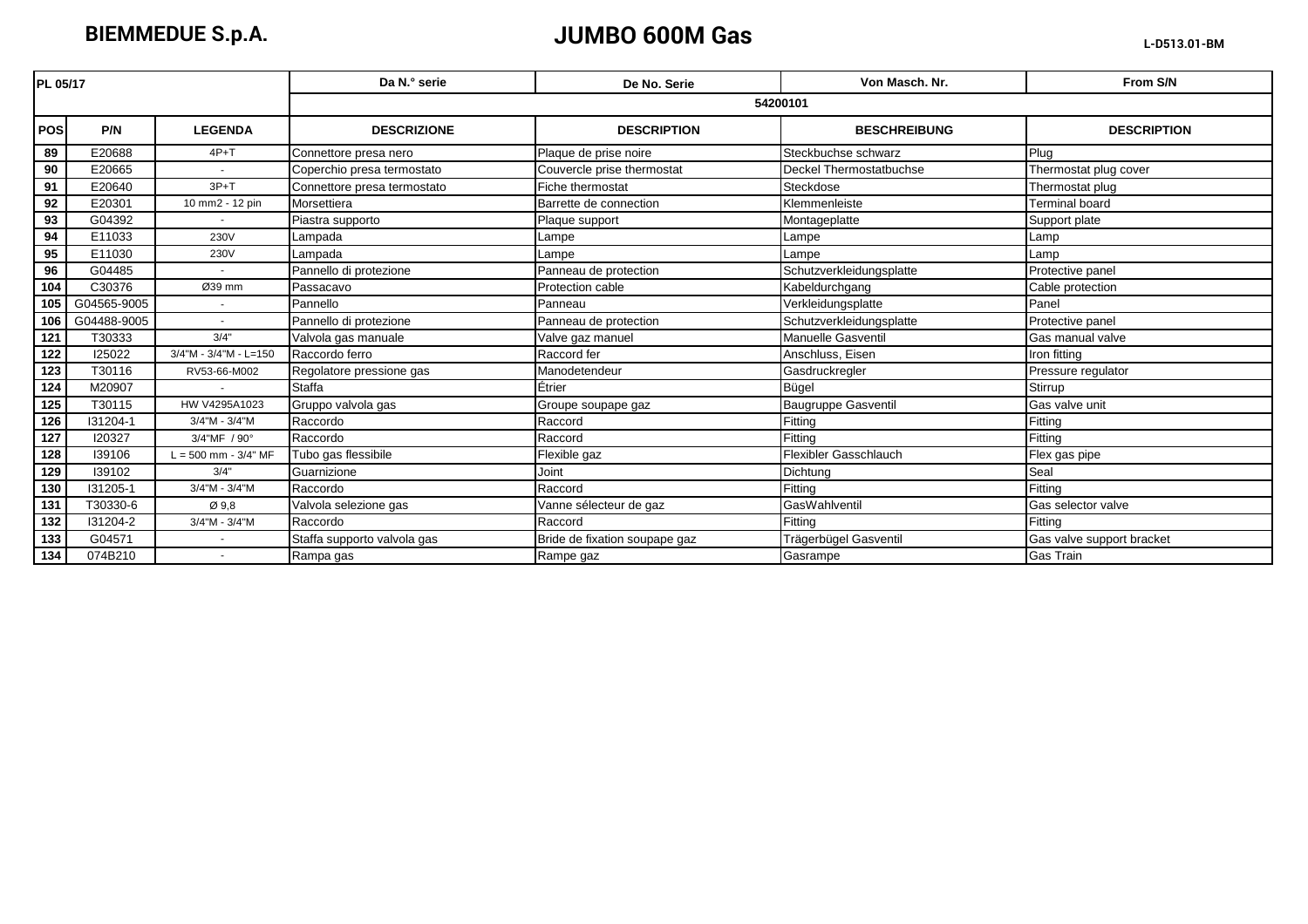**BIEMMEDUE S.p.A.** **JUMBO 600M Gas** **L-D513.01-BM**

| PL 05/17 | | | Da N.° serie | De No. Serie | Von Masch. Nr. | From S/N |
|---|---|---|---|---|---|---|
| | | | 54200101 | | | |
| **POS** | **P/N** | **LEGENDA** | **DESCRIZIONE** | **DESCRIPTION** | **BESCHREIBUNG** | **DESCRIPTION** |
| 89 | E20688 | 4P+T | Connettore presa nero | Plaque de prise noire | Steckbuchse schwarz | Plug |
| 90 | E20665 | - | Coperchio presa termostato | Couvercle prise thermostat | Deckel Thermostatbuchse | Thermostat plug cover |
| 91 | E20640 | 3P+T | Connettore presa termostato | Fiche thermostat | Steckdose | Thermostat plug |
| 92 | E20301 | 10 mm2 - 12 pin | Morsettiera | Barrette de connection | Klemmenleiste | Terminal board |
| 93 | G04392 | - | Piastra supporto | Plaque support | Montageplatte | Support plate |
| 94 | E11033 | 230V | Lampada | Lampe | Lampe | Lamp |
| 95 | E11030 | 230V | Lampada | Lampe | Lampe | Lamp |
| 96 | G04485 | - | Pannello di protezione | Panneau de protection | Schutzverkleidungsplatte | Protective panel |
| 104 | C30376 | Ø39 mm | Passacavo | Protection cable | Kabeldurchgang | Cable protection |
| 105 | G04565-9005 | - | Pannello | Panneau | Verkleidungsplatte | Panel |
| 106 | G04488-9005 | - | Pannello di protezione | Panneau de protection | Schutzverkleidungsplatte | Protective panel |
| 121 | T30333 | 3/4" | Valvola gas manuale | Valve gaz manuel | Manuelle Gasventil | Gas manual valve |
| 122 | I25022 | 3/4"M - 3/4"M - L=150 | Raccordo ferro | Raccord fer | Anschluss, Eisen | Iron fitting |
| 123 | T30116 | RV53-66-M002 | Regolatore pressione gas | Manodetendeur | Gasdruckregler | Pressure regulator |
| 124 | M20907 | - | Staffa | Étrier | Bügel | Stirrup |
| 125 | T30115 | HW V4295A1023 | Gruppo valvola gas | Groupe soupape gaz | Baugruppe Gasventil | Gas valve unit |
| 126 | I31204-1 | 3/4"M - 3/4"M | Raccordo | Raccord | Fitting | Fitting |
| 127 | I20327 | 3/4"MF / 90° | Raccordo | Raccord | Fitting | Fitting |
| 128 | I39106 | L = 500 mm - 3/4" MF | Tubo gas flessibile | Flexible gaz | Flexibler Gasschlauch | Flex gas pipe |
| 129 | I39102 | 3/4" | Guarnizione | Joint | Dichtung | Seal |
| 130 | I31205-1 | 3/4"M - 3/4"M | Raccordo | Raccord | Fitting | Fitting |
| 131 | T30330-6 | Ø 9,8 | Valvola selezione gas | Vanne sélecteur de gaz | GasWahlventil | Gas selector valve |
| 132 | I31204-2 | 3/4"M - 3/4"M | Raccordo | Raccord | Fitting | Fitting |
| 133 | G04571 | - | Staffa supporto valvola gas | Bride de fixation soupape gaz | Trägerbügel Gasventil | Gas valve support bracket |
| 134 | 074B210 | - | Rampa gas | Rampe gaz | Gasrampe | Gas Train |